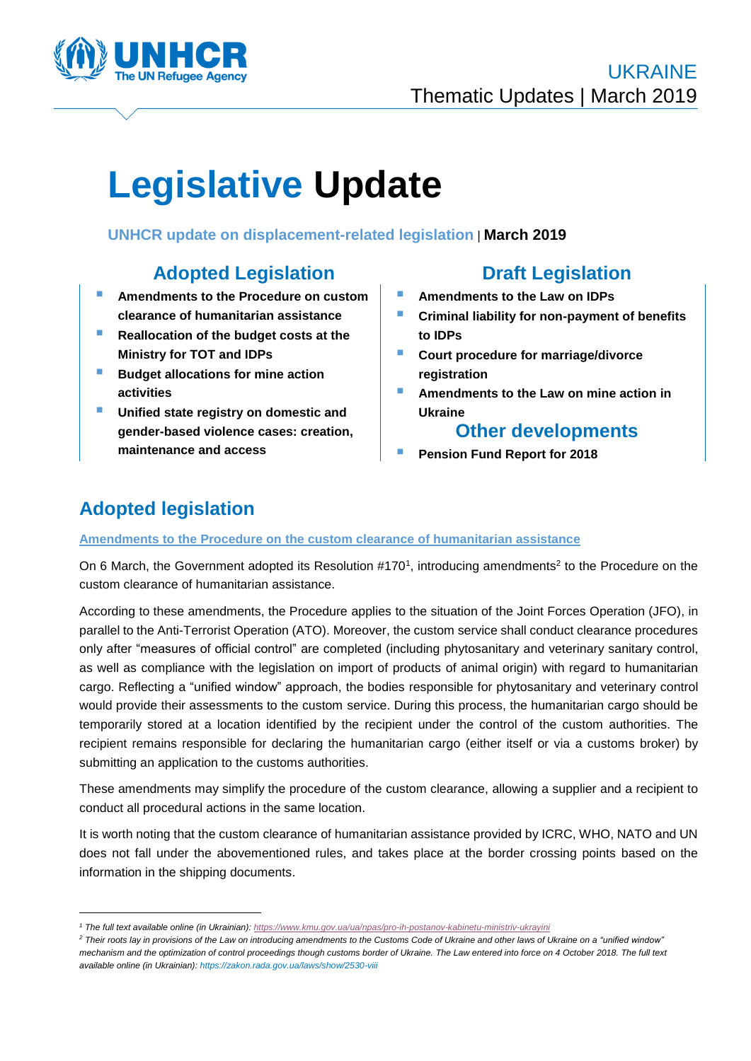UKRAINE

Thematic Updates | March 2019

# Legislative Update

**UNHCR update on displacement-related legislation** | **March 2019**

## Adopted Legislation

- **Amendments to the Procedure on custom clearance of humanitarian assistance**
- **Reallocation of the budget costs at the Ministry for TOT and IDPs**
- **Budget allocations for mine action activities**
- **Unified state registry on domestic and gender-based violence cases: creation, maintenance and access**

## Draft Legislation

- **Amendments to the Law on IDPs**
- **Criminal liability for non-payment of benefits to IDPs**
- **Court procedure for marriage/divorce registration**
- **Amendments to the Law on mine action in Ukraine**

## Other developments

- **Pension Fund Report for 2018**

## Adopted legislation

### Amendments to the Procedure on the custom clearance of humanitarian assistance

On 6 March, the Government adopted its Resolution #170[1], introducing amendments[2] to the Procedure on the custom clearance of humanitarian assistance.

According to these amendments, the Procedure applies to the situation of the Joint Forces Operation (JFO), in parallel to the Anti-Terrorist Operation (ATO). Moreover, the custom service shall conduct clearance procedures only after "measures of official control" are completed (including phytosanitary and veterinary sanitary control, as well as compliance with the legislation on import of products of animal origin) with regard to humanitarian cargo. Reflecting a "unified window" approach, the bodies responsible for phytosanitary and veterinary control would provide their assessments to the custom service. During this process, the humanitarian cargo should be temporarily stored at a location identified by the recipient under the control of the custom authorities. The recipient remains responsible for declaring the humanitarian cargo (either itself or via a customs broker) by submitting an application to the customs authorities.

These amendments may simplify the procedure of the custom clearance, allowing a supplier and a recipient to conduct all procedural actions in the same location.

It is worth noting that the custom clearance of humanitarian assistance provided by ICRC, WHO, NATO and UN does not fall under the abovementioned rules, and takes place at the border crossing points based on the information in the shipping documents.

---

*[1] The full text available online (in Ukrainian): https://www.kmu.gov.ua/ua/npas/pro-ih-postanov-kabinetu-ministriv-ukrayini*

*[2] Their roots lay in provisions of the Law on introducing amendments to the Customs Code of Ukraine and other laws of Ukraine on a "unified window" mechanism and the optimization of control proceedings though customs border of Ukraine. The Law entered into force on 4 October 2018. The full text available online (in Ukrainian): https://zakon.rada.gov.ua/laws/show/2530-viii*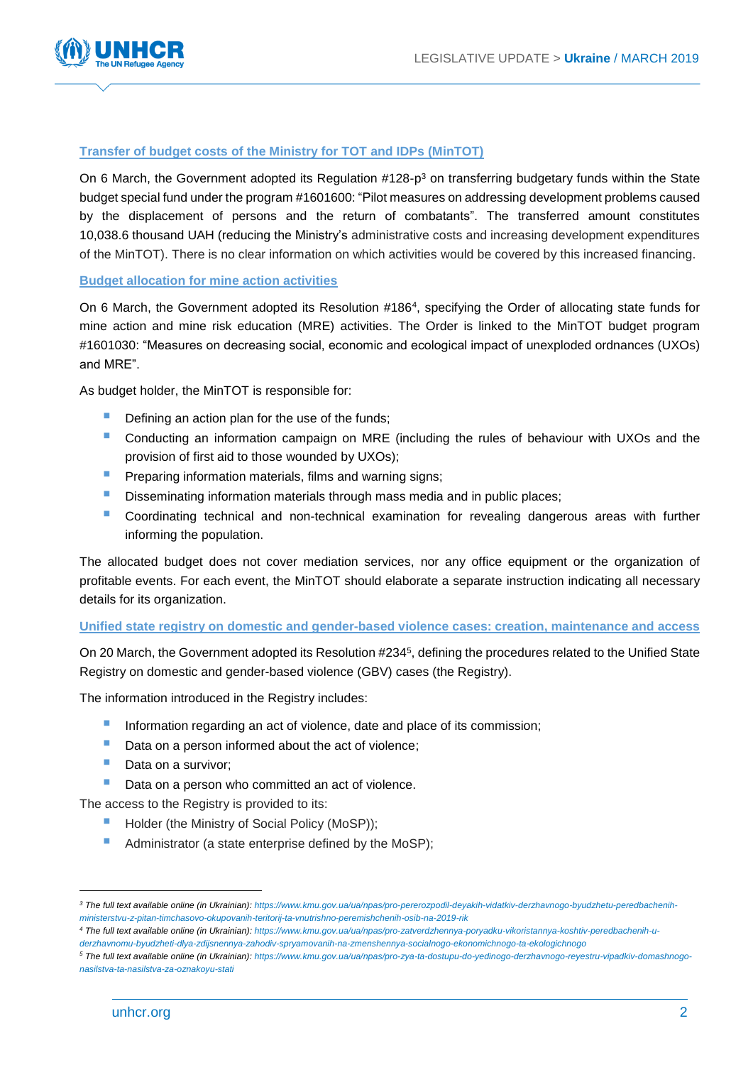## Transfer of budget costs of the Ministry for TOT and IDPs (MinTOT)

On 6 March, the Government adopted its Regulation #128-р[3] on transferring budgetary funds within the State budget special fund under the program #1601600: "Pilot measures on addressing development problems caused by the displacement of persons and the return of combatants". The transferred amount constitutes 10,038.6 thousand UAH (reducing the Ministry's administrative costs and increasing development expenditures of the MinTOT). There is no clear information on which activities would be covered by this increased financing.

## Budget allocation for mine action activities

On 6 March, the Government adopted its Resolution #186[4], specifying the Order of allocating state funds for mine action and mine risk education (MRE) activities. The Order is linked to the MinTOT budget program #1601030: "Measures on decreasing social, economic and ecological impact of unexploded ordnances (UXOs) and MRE".

As budget holder, the MinTOT is responsible for:

- Defining an action plan for the use of the funds;
- Conducting an information campaign on MRE (including the rules of behaviour with UXOs and the provision of first aid to those wounded by UXOs);
- Preparing information materials, films and warning signs;
- Disseminating information materials through mass media and in public places;
- Coordinating technical and non-technical examination for revealing dangerous areas with further informing the population.

The allocated budget does not cover mediation services, nor any office equipment or the organization of profitable events. For each event, the MinTOT should elaborate a separate instruction indicating all necessary details for its organization.

## Unified state registry on domestic and gender-based violence cases: creation, maintenance and access

On 20 March, the Government adopted its Resolution #234[5], defining the procedures related to the Unified State Registry on domestic and gender-based violence (GBV) cases (the Registry).

The information introduced in the Registry includes:

- Information regarding an act of violence, date and place of its commission;
- Data on a person informed about the act of violence;
- Data on a survivor;
- Data on a person who committed an act of violence.

The access to the Registry is provided to its:

- Holder (the Ministry of Social Policy (MoSP));
- Administrator (a state enterprise defined by the MoSP);

---

[3] *The full text available online (in Ukrainian): https://www.kmu.gov.ua/ua/npas/pro-pererozpodil-deyakih-vidatkiv-derzhavnogo-byudzhetu-peredbachenih-ministerstvu-z-pitan-timchasovo-okupovanih-teritorij-ta-vnutrishno-peremishchenih-osib-na-2019-rik*

[4] *The full text available online (in Ukrainian): https://www.kmu.gov.ua/ua/npas/pro-zatverdzhennya-poryadku-vikoristannya-koshtiv-peredbachenih-u-derzhavnomu-byudzheti-dlya-zdijsnennya-zahodiv-spryamovanih-na-zmenshennya-socialnogo-ekonomichnogo-ta-ekologichnogo*

[5] *The full text available online (in Ukrainian): https://www.kmu.gov.ua/ua/npas/pro-zya-ta-dostupu-do-yedinogo-derzhavnogo-reyestru-vipadkiv-domashnogo-nasilstva-ta-nasilstva-za-oznakoyu-stati*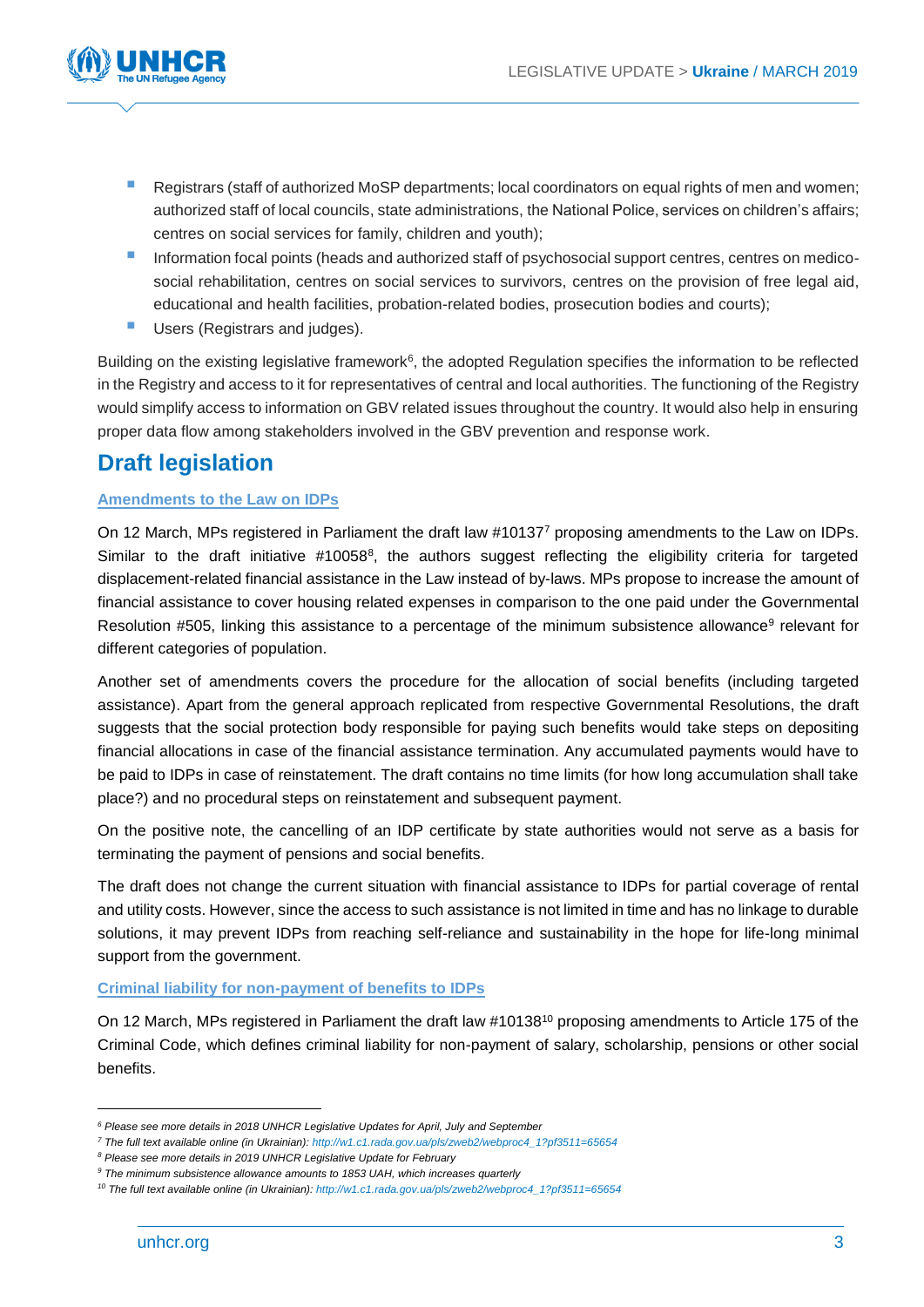- Registrars (staff of authorized MoSP departments; local coordinators on equal rights of men and women; authorized staff of local councils, state administrations, the National Police, services on children's affairs; centres on social services for family, children and youth);
- Information focal points (heads and authorized staff of psychosocial support centres, centres on medico-social rehabilitation, centres on social services to survivors, centres on the provision of free legal aid, educational and health facilities, probation-related bodies, prosecution bodies and courts);
- Users (Registrars and judges).

Building on the existing legislative framework[6], the adopted Regulation specifies the information to be reflected in the Registry and access to it for representatives of central and local authorities. The functioning of the Registry would simplify access to information on GBV related issues throughout the country. It would also help in ensuring proper data flow among stakeholders involved in the GBV prevention and response work.

## Draft legislation

### Amendments to the Law on IDPs

On 12 March, MPs registered in Parliament the draft law #10137[7] proposing amendments to the Law on IDPs. Similar to the draft initiative #10058[8], the authors suggest reflecting the eligibility criteria for targeted displacement-related financial assistance in the Law instead of by-laws. MPs propose to increase the amount of financial assistance to cover housing related expenses in comparison to the one paid under the Governmental Resolution #505, linking this assistance to a percentage of the minimum subsistence allowance[9] relevant for different categories of population.

Another set of amendments covers the procedure for the allocation of social benefits (including targeted assistance). Apart from the general approach replicated from respective Governmental Resolutions, the draft suggests that the social protection body responsible for paying such benefits would take steps on depositing financial allocations in case of the financial assistance termination. Any accumulated payments would have to be paid to IDPs in case of reinstatement. The draft contains no time limits (for how long accumulation shall take place?) and no procedural steps on reinstatement and subsequent payment.

On the positive note, the cancelling of an IDP certificate by state authorities would not serve as a basis for terminating the payment of pensions and social benefits.

The draft does not change the current situation with financial assistance to IDPs for partial coverage of rental and utility costs. However, since the access to such assistance is not limited in time and has no linkage to durable solutions, it may prevent IDPs from reaching self-reliance and sustainability in the hope for life-long minimal support from the government.

### Criminal liability for non-payment of benefits to IDPs

On 12 March, MPs registered in Parliament the draft law #10138[10] proposing amendments to Article 175 of the Criminal Code, which defines criminal liability for non-payment of salary, scholarship, pensions or other social benefits.

---

*[6] Please see more details in 2018 UNHCR Legislative Updates for April, July and September*

*[7] The full text available online (in Ukrainian): http://w1.c1.rada.gov.ua/pls/zweb2/webproc4_1?pf3511=65654*

*[8] Please see more details in 2019 UNHCR Legislative Update for February*

*[9] The minimum subsistence allowance amounts to 1853 UAH, which increases quarterly*

*[10] The full text available online (in Ukrainian): http://w1.c1.rada.gov.ua/pls/zweb2/webproc4_1?pf3511=65654*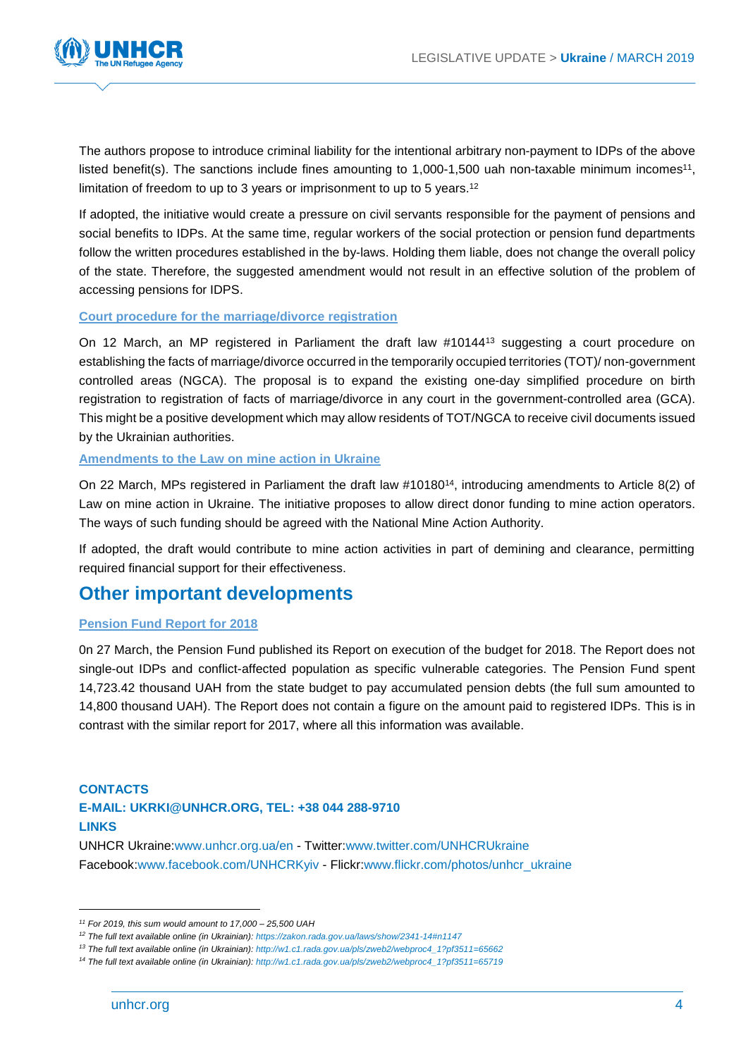The authors propose to introduce criminal liability for the intentional arbitrary non-payment to IDPs of the above listed benefit(s). The sanctions include fines amounting to 1,000-1,500 uah non-taxable minimum incomes[11], limitation of freedom to up to 3 years or imprisonment to up to 5 years.[12]

If adopted, the initiative would create a pressure on civil servants responsible for the payment of pensions and social benefits to IDPs. At the same time, regular workers of the social protection or pension fund departments follow the written procedures established in the by-laws. Holding them liable, does not change the overall policy of the state. Therefore, the suggested amendment would not result in an effective solution of the problem of accessing pensions for IDPS.

**Court procedure for the marriage/divorce registration**

On 12 March, an MP registered in Parliament the draft law #10144[13] suggesting a court procedure on establishing the facts of marriage/divorce occurred in the temporarily occupied territories (TOT)/ non-government controlled areas (NGCA). The proposal is to expand the existing one-day simplified procedure on birth registration to registration of facts of marriage/divorce in any court in the government-controlled area (GCA). This might be a positive development which may allow residents of TOT/NGCA to receive civil documents issued by the Ukrainian authorities.

**Amendments to the Law on mine action in Ukraine**

On 22 March, MPs registered in Parliament the draft law #10180[14], introducing amendments to Article 8(2) of Law on mine action in Ukraine. The initiative proposes to allow direct donor funding to mine action operators. The ways of such funding should be agreed with the National Mine Action Authority.

If adopted, the draft would contribute to mine action activities in part of demining and clearance, permitting required financial support for their effectiveness.

## Other important developments

**Pension Fund Report for 2018**

0n 27 March, the Pension Fund published its Report on execution of the budget for 2018. The Report does not single-out IDPs and conflict-affected population as specific vulnerable categories. The Pension Fund spent 14,723.42 thousand UAH from the state budget to pay accumulated pension debts (the full sum amounted to 14,800 thousand UAH). The Report does not contain a figure on the amount paid to registered IDPs. This is in contrast with the similar report for 2017, where all this information was available.

**CONTACTS**
**E-MAIL: UKRKI@UNHCR.ORG, TEL: +38 044 288-9710**
**LINKS**
UNHCR Ukraine:www.unhcr.org.ua/en - Twitter:www.twitter.com/UNHCRUkraine
Facebook:www.facebook.com/UNHCRKyiv - Flickr:www.flickr.com/photos/unhcr_ukraine

---

*[11] For 2019, this sum would amount to 17,000 – 25,500 UAH*
*[12] The full text available online (in Ukrainian): https://zakon.rada.gov.ua/laws/show/2341-14#n1147*
*[13] The full text available online (in Ukrainian): http://w1.c1.rada.gov.ua/pls/zweb2/webproc4_1?pf3511=65662*
*[14] The full text available online (in Ukrainian): http://w1.c1.rada.gov.ua/pls/zweb2/webproc4_1?pf3511=65719*